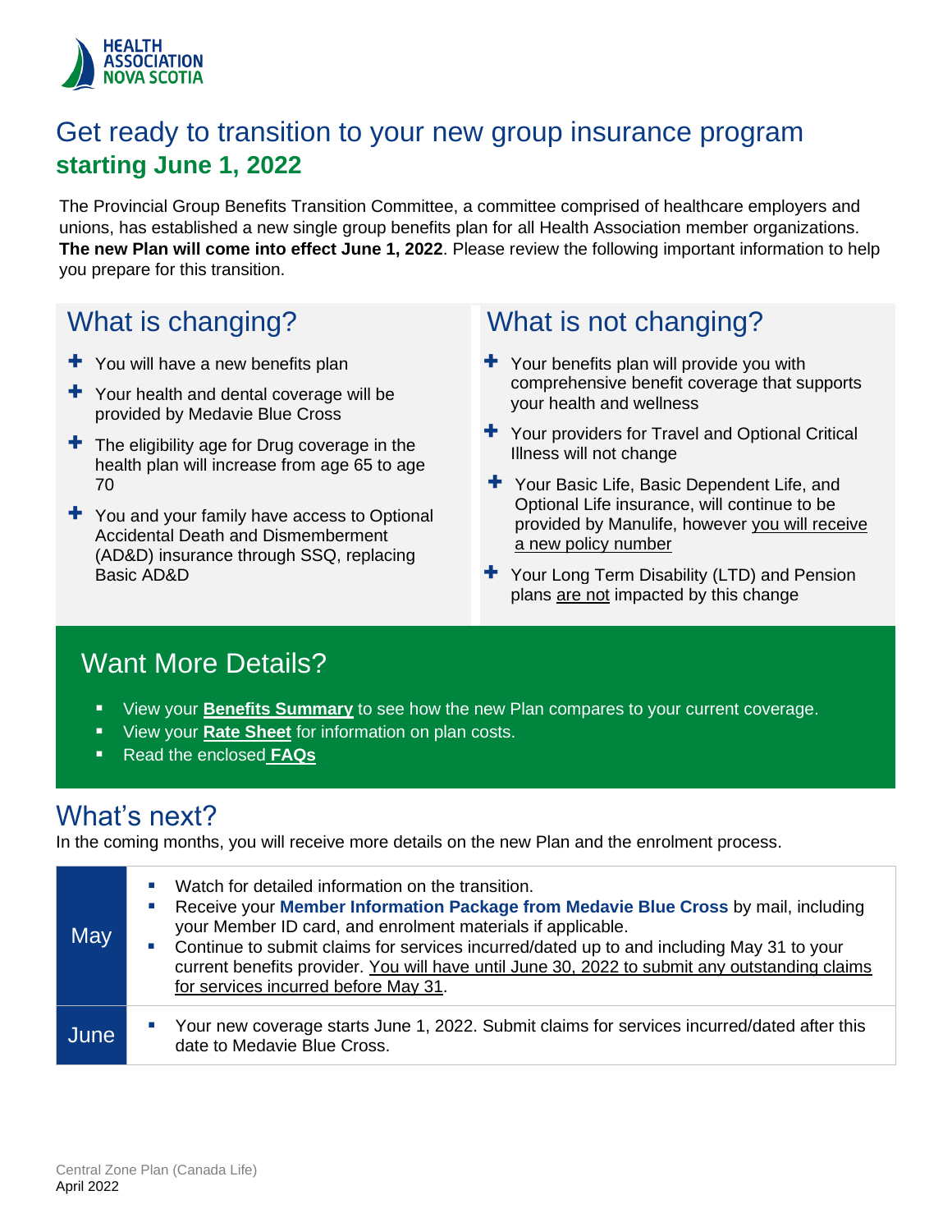# Get ready to transition to your new group insurance program **starting June 1, 2022**

The Provincial Group Benefits Transition Committee, a committee comprised of healthcare employers and unions, has established a new single group benefits plan for all Health Association member organizations. **The new Plan will come into effect June 1, 2022**. Please review the following important information to help you prepare for this transition.

## What is changing?

- You will have a new benefits plan
- Your health and dental coverage will be provided by Medavie Blue Cross
- The eligibility age for Drug coverage in the health plan will increase from age 65 to age 70
- You and your family have access to Optional Accidental Death and Dismemberment (AD&D) insurance through SSQ, replacing Basic AD&D

## What is not changing?

- Your benefits plan will provide you with comprehensive benefit coverage that supports your health and wellness
- Your providers for Travel and Optional Critical Illness will not change
- Your Basic Life, Basic Dependent Life, and Optional Life insurance, will continue to be provided by Manulife, however you will receive a new policy number
- Your Long Term Disability (LTD) and Pension plans are not impacted by this change

## Want More Details?

- View your **Benefits Summary** to see how the new Plan compares to your current coverage.
- View your **Rate Sheet** for information on plan costs.
- Read the enclosed **FAQs**

## What's next?

In the coming months, you will receive more details on the new Plan and the enrolment process.

| | |
|---|---|
| May | <ul><li>Watch for detailed information on the transition.</li><li>Receive your **Member Information Package from Medavie Blue Cross** by mail, including your Member ID card, and enrolment materials if applicable.</li><li>Continue to submit claims for services incurred/dated up to and including May 31 to your current benefits provider. You will have until June 30, 2022 to submit any outstanding claims for services incurred before May 31.</li></ul> |
| June | <ul><li>Your new coverage starts June 1, 2022. Submit claims for services incurred/dated after this date to Medavie Blue Cross.</li></ul> |

Central Zone Plan (Canada Life)
April 2022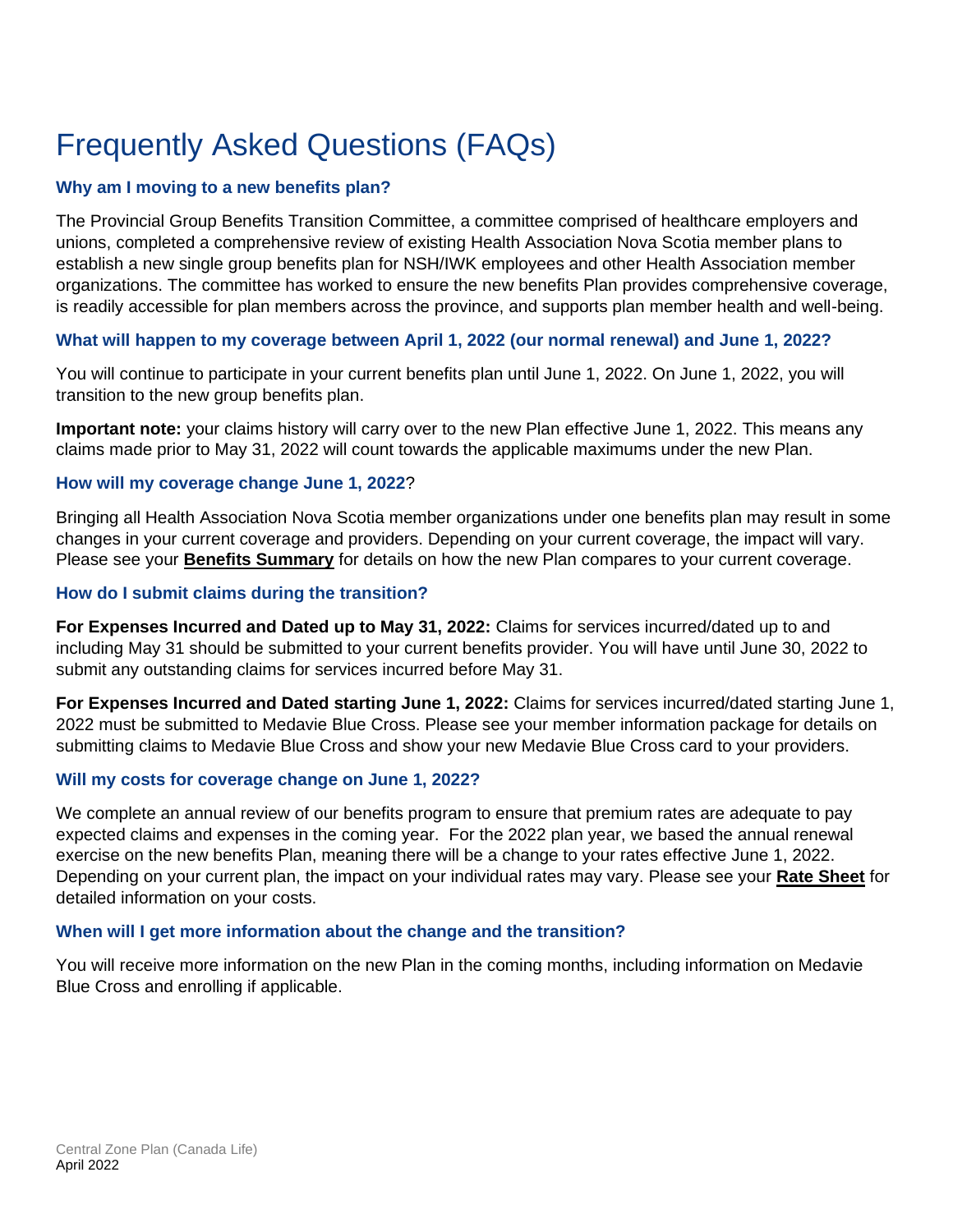# Frequently Asked Questions (FAQs)

### Why am I moving to a new benefits plan?

The Provincial Group Benefits Transition Committee, a committee comprised of healthcare employers and unions, completed a comprehensive review of existing Health Association Nova Scotia member plans to establish a new single group benefits plan for NSH/IWK employees and other Health Association member organizations. The committee has worked to ensure the new benefits Plan provides comprehensive coverage, is readily accessible for plan members across the province, and supports plan member health and well-being.

### What will happen to my coverage between April 1, 2022 (our normal renewal) and June 1, 2022?

You will continue to participate in your current benefits plan until June 1, 2022. On June 1, 2022, you will transition to the new group benefits plan.

**Important note:** your claims history will carry over to the new Plan effective June 1, 2022. This means any claims made prior to May 31, 2022 will count towards the applicable maximums under the new Plan.

### How will my coverage change June 1, 2022?

Bringing all Health Association Nova Scotia member organizations under one benefits plan may result in some changes in your current coverage and providers. Depending on your current coverage, the impact will vary. Please see your **Benefits Summary** for details on how the new Plan compares to your current coverage.

### How do I submit claims during the transition?

**For Expenses Incurred and Dated up to May 31, 2022:** Claims for services incurred/dated up to and including May 31 should be submitted to your current benefits provider. You will have until June 30, 2022 to submit any outstanding claims for services incurred before May 31.

**For Expenses Incurred and Dated starting June 1, 2022:** Claims for services incurred/dated starting June 1, 2022 must be submitted to Medavie Blue Cross. Please see your member information package for details on submitting claims to Medavie Blue Cross and show your new Medavie Blue Cross card to your providers.

### Will my costs for coverage change on June 1, 2022?

We complete an annual review of our benefits program to ensure that premium rates are adequate to pay expected claims and expenses in the coming year. For the 2022 plan year, we based the annual renewal exercise on the new benefits Plan, meaning there will be a change to your rates effective June 1, 2022. Depending on your current plan, the impact on your individual rates may vary. Please see your **Rate Sheet** for detailed information on your costs.

### When will I get more information about the change and the transition?

You will receive more information on the new Plan in the coming months, including information on Medavie Blue Cross and enrolling if applicable.

Central Zone Plan (Canada Life)
April 2022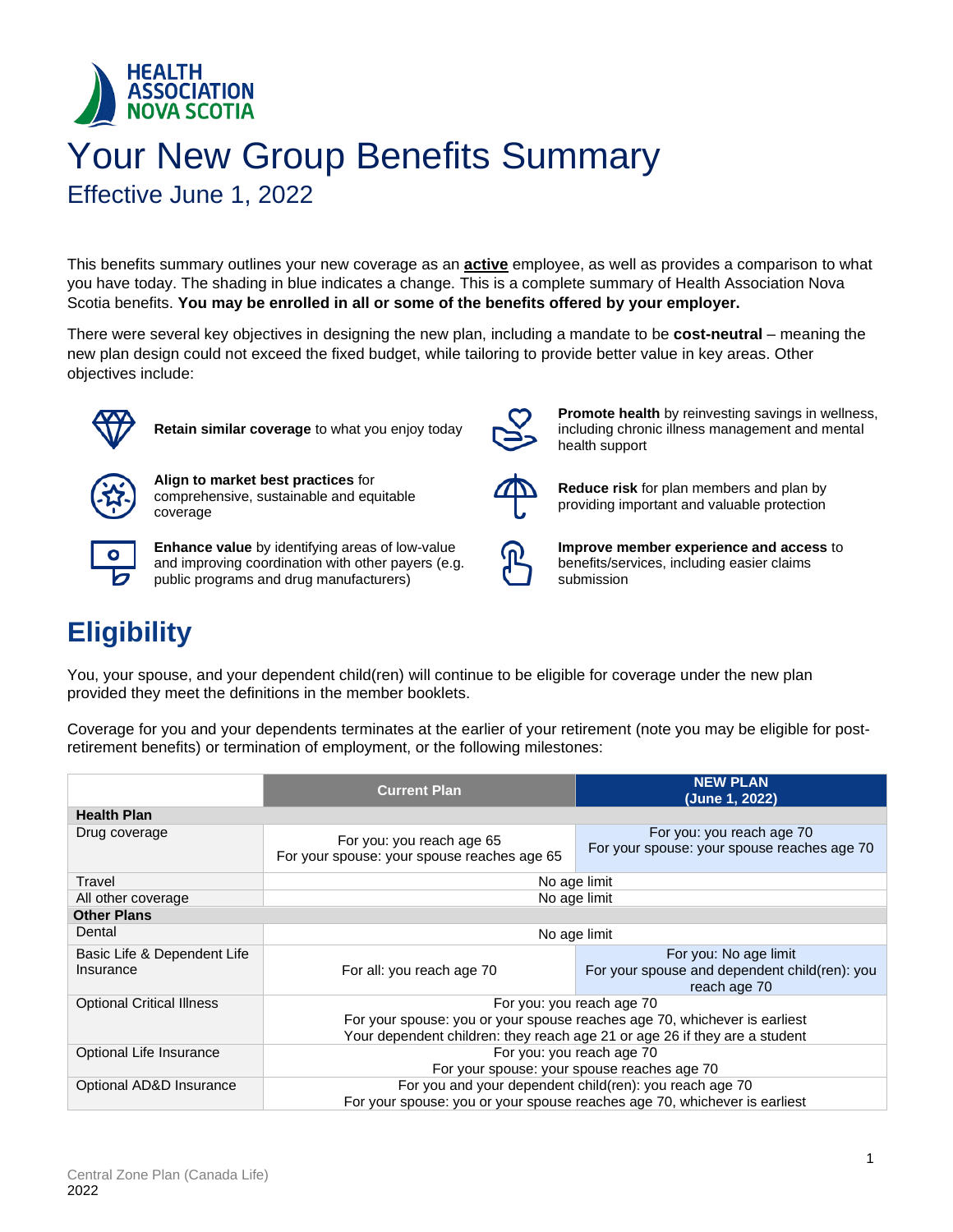HEALTH ASSOCIATION NOVA SCOTIA

# Your New Group Benefits Summary

## Effective June 1, 2022

This benefits summary outlines your new coverage as an **active** employee, as well as provides a comparison to what you have today. The shading in blue indicates a change. This is a complete summary of Health Association Nova Scotia benefits. **You may be enrolled in all or some of the benefits offered by your employer.**

There were several key objectives in designing the new plan, including a mandate to be **cost-neutral** – meaning the new plan design could not exceed the fixed budget, while tailoring to provide better value in key areas. Other objectives include:

- **Retain similar coverage** to what you enjoy today
- **Align to market best practices** for comprehensive, sustainable and equitable coverage
- **Enhance value** by identifying areas of low-value and improving coordination with other payers (e.g. public programs and drug manufacturers)
- **Promote health** by reinvesting savings in wellness, including chronic illness management and mental health support
- **Reduce risk** for plan members and plan by providing important and valuable protection
- **Improve member experience and access** to benefits/services, including easier claims submission

# Eligibility

You, your spouse, and your dependent child(ren) will continue to be eligible for coverage under the new plan provided they meet the definitions in the member booklets.

Coverage for you and your dependents terminates at the earlier of your retirement (note you may be eligible for post-retirement benefits) or termination of employment, or the following milestones:

| | Current Plan | NEW PLAN (June 1, 2022) |
|---|---|---|
| **Health Plan** | | |
| Drug coverage | For you: you reach age 65<br>For your spouse: your spouse reaches age 65 | For you: you reach age 70<br>For your spouse: your spouse reaches age 70 |
| Travel | No age limit | |
| All other coverage | No age limit | |
| **Other Plans** | | |
| Dental | No age limit | |
| Basic Life & Dependent Life Insurance | For all: you reach age 70 | For you: No age limit<br>For your spouse and dependent child(ren): you reach age 70 |
| Optional Critical Illness | For you: you reach age 70<br>For your spouse: you or your spouse reaches age 70, whichever is earliest<br>Your dependent children: they reach age 21 or age 26 if they are a student | |
| Optional Life Insurance | For you: you reach age 70<br>For your spouse: your spouse reaches age 70 | |
| Optional AD&D Insurance | For you and your dependent child(ren): you reach age 70<br>For your spouse: you or your spouse reaches age 70, whichever is earliest | |

Central Zone Plan (Canada Life)
2022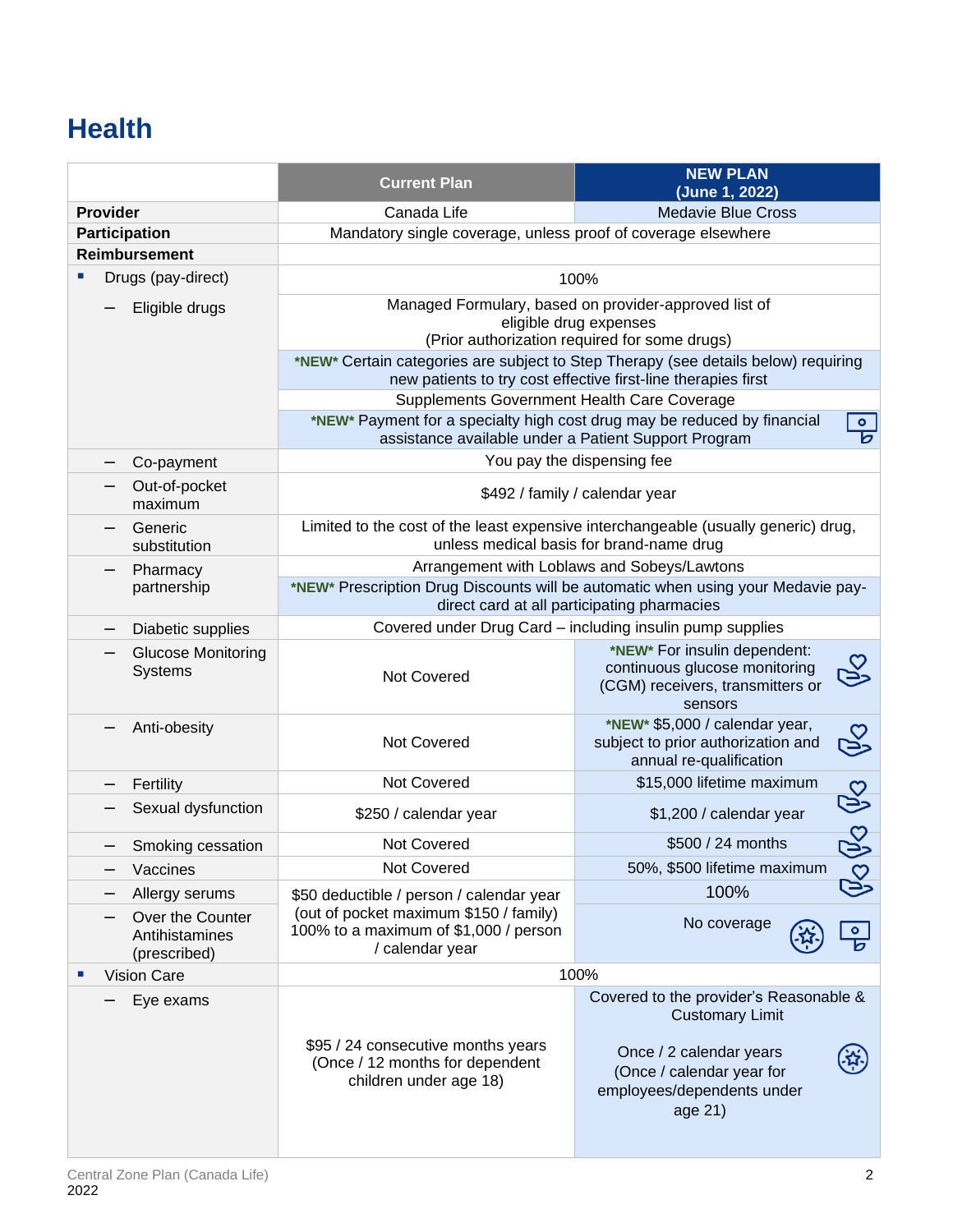# Health

| | Current Plan | NEW PLAN (June 1, 2022) |
|---|---|---|
| **Provider** | Canada Life | Medavie Blue Cross |
| **Participation** | Mandatory single coverage, unless proof of coverage elsewhere | |
| **Reimbursement** | | |
| ▪ Drugs (pay-direct) | 100% | |
| – Eligible drugs | Managed Formulary, based on provider-approved list of eligible drug expenses (Prior authorization required for some drugs) | |
| | *NEW* Certain categories are subject to Step Therapy (see details below) requiring new patients to try cost effective first-line therapies first | |
| | Supplements Government Health Care Coverage | |
| | *NEW* Payment for a specialty high cost drug may be reduced by financial assistance available under a Patient Support Program | |
| – Co-payment | You pay the dispensing fee | |
| – Out-of-pocket maximum | $492 / family / calendar year | |
| – Generic substitution | Limited to the cost of the least expensive interchangeable (usually generic) drug, unless medical basis for brand-name drug | |
| – Pharmacy partnership | Arrangement with Loblaws and Sobeys/Lawtons | |
| | *NEW* Prescription Drug Discounts will be automatic when using your Medavie pay-direct card at all participating pharmacies | |
| – Diabetic supplies | Covered under Drug Card – including insulin pump supplies | |
| – Glucose Monitoring Systems | Not Covered | *NEW* For insulin dependent: continuous glucose monitoring (CGM) receivers, transmitters or sensors |
| – Anti-obesity | Not Covered | *NEW* $5,000 / calendar year, subject to prior authorization and annual re-qualification |
| – Fertility | Not Covered | $15,000 lifetime maximum |
| – Sexual dysfunction | $250 / calendar year | $1,200 / calendar year |
| – Smoking cessation | Not Covered | $500 / 24 months |
| – Vaccines | Not Covered | 50%, $500 lifetime maximum |
| – Allergy serums | $50 deductible / person / calendar year (out of pocket maximum $150 / family) 100% to a maximum of $1,000 / person / calendar year | 100% |
| – Over the Counter Antihistamines (prescribed) | | No coverage |
| ▪ Vision Care | 100% | |
| – Eye exams | $95 / 24 consecutive months years (Once / 12 months for dependent children under age 18) | Covered to the provider's Reasonable & Customary Limit<br><br>Once / 2 calendar years (Once / calendar year for employees/dependents under age 21) |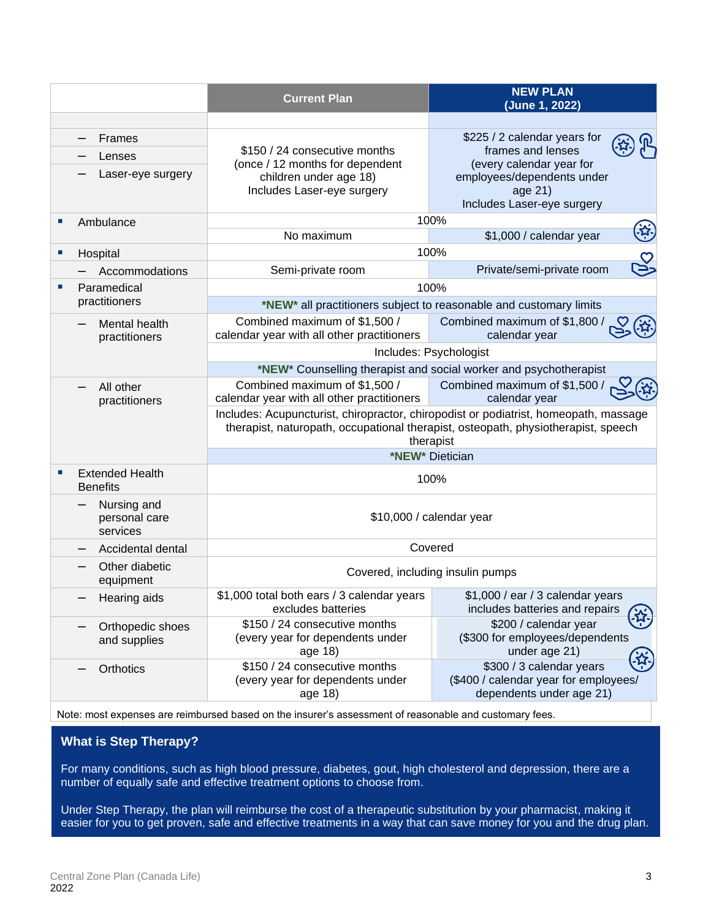| | Current Plan | NEW PLAN (June 1, 2022) |
|---|---|---|
| | | |
| – Frames<br>– Lenses<br>– Laser-eye surgery | $150 / 24 consecutive months (once / 12 months for dependent children under age 18) Includes Laser-eye surgery | $225 / 2 calendar years for frames and lenses (every calendar year for employees/dependents under age 21) Includes Laser-eye surgery |
| ▪ Ambulance | 100% | 100% |
| | No maximum | $1,000 / calendar year |
| ▪ Hospital | 100% | 100% |
| – Accommodations | Semi-private room | Private/semi-private room |
| ▪ Paramedical practitioners | 100% | 100% |
| | | **\*NEW\*** all practitioners subject to reasonable and customary limits |
| – Mental health practitioners | Combined maximum of $1,500 / calendar year with all other practitioners | Combined maximum of $1,800 / calendar year |
| | Includes: Psychologist | Includes: Psychologist |
| | | **\*NEW\*** Counselling therapist and social worker and psychotherapist |
| – All other practitioners | Combined maximum of $1,500 / calendar year with all other practitioners | Combined maximum of $1,500 / calendar year |
| | Includes: Acupuncturist, chiropractor, chiropodist or podiatrist, homeopath, massage therapist, naturopath, occupational therapist, osteopath, physiotherapist, speech therapist | Includes: Acupuncturist, chiropractor, chiropodist or podiatrist, homeopath, massage therapist, naturopath, occupational therapist, osteopath, physiotherapist, speech therapist |
| | | **\*NEW\*** Dietician |
| ▪ Extended Health Benefits | 100% | 100% |
| – Nursing and personal care services | $10,000 / calendar year | $10,000 / calendar year |
| – Accidental dental | Covered | Covered |
| – Other diabetic equipment | Covered, including insulin pumps | Covered, including insulin pumps |
| – Hearing aids | $1,000 total both ears / 3 calendar years excludes batteries | $1,000 / ear / 3 calendar years includes batteries and repairs |
| – Orthopedic shoes and supplies | $150 / 24 consecutive months (every year for dependents under age 18) | $200 / calendar year ($300 for employees/dependents under age 21) |
| – Orthotics | $150 / 24 consecutive months (every year for dependents under age 18) | $300 / 3 calendar years ($400 / calendar year for employees/ dependents under age 21) |

Note: most expenses are reimbursed based on the insurer's assessment of reasonable and customary fees.

## What is Step Therapy?

For many conditions, such as high blood pressure, diabetes, gout, high cholesterol and depression, there are a number of equally safe and effective treatment options to choose from.

Under Step Therapy, the plan will reimburse the cost of a therapeutic substitution by your pharmacist, making it easier for you to get proven, safe and effective treatments in a way that can save money for you and the drug plan.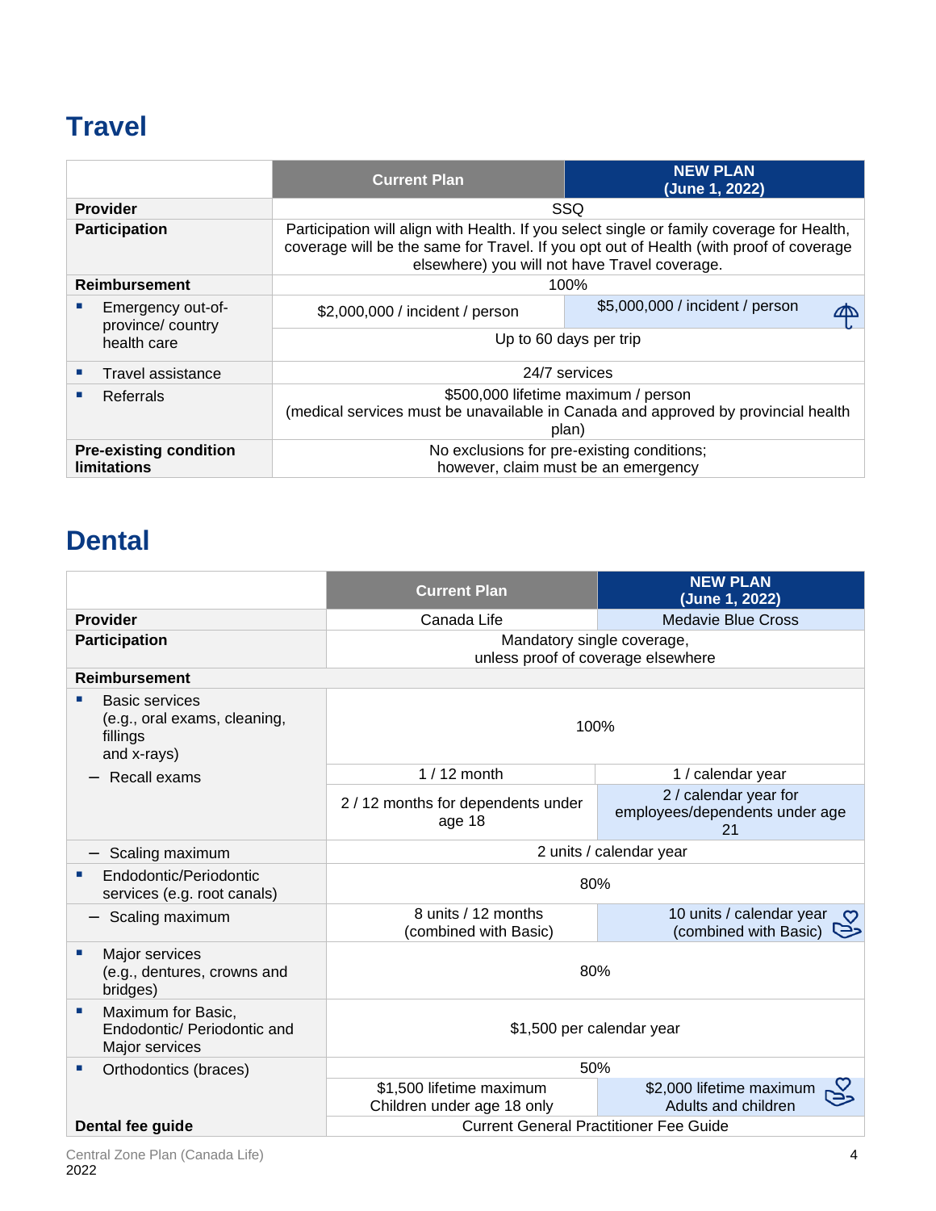## Travel

| | Current Plan | NEW PLAN (June 1, 2022) |
|---|---|---|
| **Provider** | SSQ | |
| **Participation** | Participation will align with Health. If you select single or family coverage for Health, coverage will be the same for Travel. If you opt out of Health (with proof of coverage elsewhere) you will not have Travel coverage. | |
| **Reimbursement** | 100% | |
| ▪ Emergency out-of-province/ country health care | $2,000,000 / incident / person | $5,000,000 / incident / person |
| | Up to 60 days per trip | |
| ▪ Travel assistance | 24/7 services | |
| ▪ Referrals | $500,000 lifetime maximum / person (medical services must be unavailable in Canada and approved by provincial health plan) | |
| **Pre-existing condition limitations** | No exclusions for pre-existing conditions; however, claim must be an emergency | |

## Dental

| | Current Plan | NEW PLAN (June 1, 2022) |
|---|---|---|
| **Provider** | Canada Life | Medavie Blue Cross |
| **Participation** | Mandatory single coverage, unless proof of coverage elsewhere | |
| **Reimbursement** | | |
| ▪ Basic services (e.g., oral exams, cleaning, fillings and x-rays) | 100% | |
| – Recall exams | 1 / 12 month | 1 / calendar year |
| | 2 / 12 months for dependents under age 18 | 2 / calendar year for employees/dependents under age 21 |
| – Scaling maximum | 2 units / calendar year | |
| ▪ Endodontic/Periodontic services (e.g. root canals) | 80% | |
| – Scaling maximum | 8 units / 12 months (combined with Basic) | 10 units / calendar year (combined with Basic) |
| ▪ Major services (e.g., dentures, crowns and bridges) | 80% | |
| ▪ Maximum for Basic, Endodontic/ Periodontic and Major services | $1,500 per calendar year | |
| ▪ Orthodontics (braces) | 50% | |
| | $1,500 lifetime maximum Children under age 18 only | $2,000 lifetime maximum Adults and children |
| **Dental fee guide** | Current General Practitioner Fee Guide | |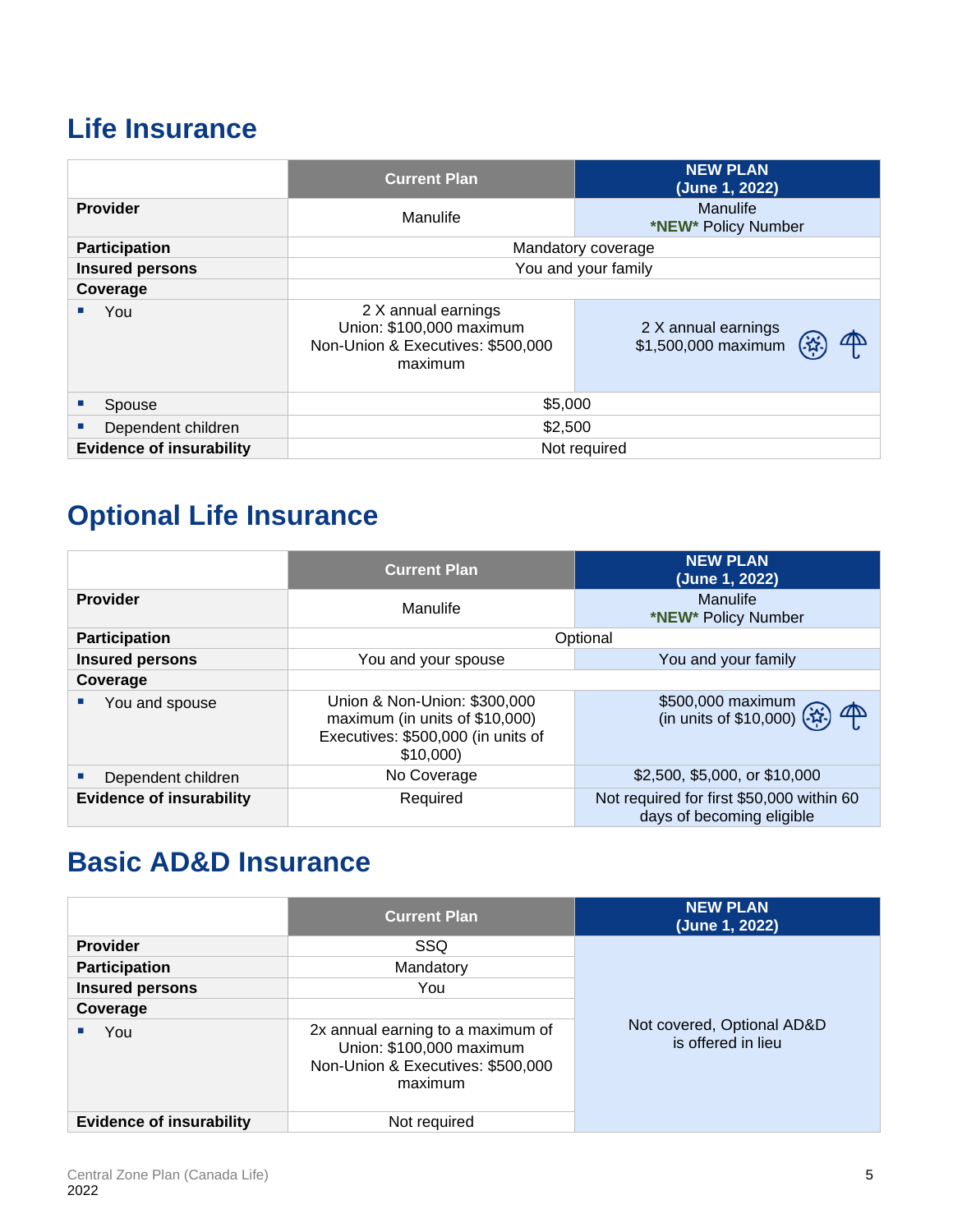## Life Insurance

| | Current Plan | NEW PLAN (June 1, 2022) |
|---|---|---|
| **Provider** | Manulife | Manulife **\*NEW\*** Policy Number |
| **Participation** | Mandatory coverage | |
| **Insured persons** | You and your family | |
| **Coverage** | | |
| ▪ You | 2 X annual earnings<br>Union: $100,000 maximum<br>Non-Union & Executives: $500,000 maximum | 2 X annual earnings<br>$1,500,000 maximum |
| ▪ Spouse | $5,000 | |
| ▪ Dependent children | $2,500 | |
| **Evidence of insurability** | Not required | |

## Optional Life Insurance

| | Current Plan | NEW PLAN (June 1, 2022) |
|---|---|---|
| **Provider** | Manulife | Manulife **\*NEW\*** Policy Number |
| **Participation** | Optional | |
| **Insured persons** | You and your spouse | You and your family |
| **Coverage** | | |
| ▪ You and spouse | Union & Non-Union: $300,000 maximum (in units of $10,000)<br>Executives: $500,000 (in units of $10,000) | $500,000 maximum (in units of $10,000) |
| ▪ Dependent children | No Coverage | $2,500, $5,000, or $10,000 |
| **Evidence of insurability** | Required | Not required for first $50,000 within 60 days of becoming eligible |

## Basic AD&D Insurance

| | Current Plan | NEW PLAN (June 1, 2022) |
|---|---|---|
| **Provider** | SSQ | Not covered, Optional AD&D is offered in lieu |
| **Participation** | Mandatory | |
| **Insured persons** | You | |
| **Coverage** | | |
| ▪ You | 2x annual earning to a maximum of<br>Union: $100,000 maximum<br>Non-Union & Executives: $500,000 maximum | |
| **Evidence of insurability** | Not required | |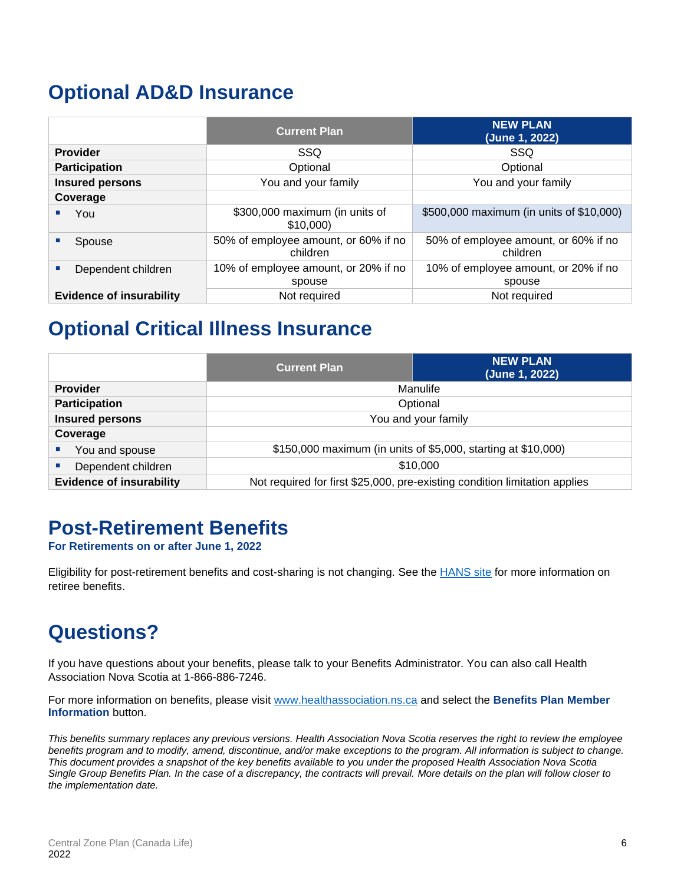## Optional AD&D Insurance

| | Current Plan | NEW PLAN (June 1, 2022) |
|---|---|---|
| **Provider** | SSQ | SSQ |
| **Participation** | Optional | Optional |
| **Insured persons** | You and your family | You and your family |
| **Coverage** | | |
| ▪ You | $300,000 maximum (in units of $10,000) | $500,000 maximum (in units of $10,000) |
| ▪ Spouse | 50% of employee amount, or 60% if no children | 50% of employee amount, or 60% if no children |
| ▪ Dependent children | 10% of employee amount, or 20% if no spouse | 10% of employee amount, or 20% if no spouse |
| **Evidence of insurability** | Not required | Not required |

## Optional Critical Illness Insurance

| | Current Plan | NEW PLAN (June 1, 2022) |
|---|---|---|
| **Provider** | Manulife | |
| **Participation** | Optional | |
| **Insured persons** | You and your family | |
| **Coverage** | | |
| ▪ You and spouse | $150,000 maximum (in units of $5,000, starting at $10,000) | |
| ▪ Dependent children | $10,000 | |
| **Evidence of insurability** | Not required for first $25,000, pre-existing condition limitation applies | |

## Post-Retirement Benefits

**For Retirements on or after June 1, 2022**

Eligibility for post-retirement benefits and cost-sharing is not changing. See the HANS site for more information on retiree benefits.

## Questions?

If you have questions about your benefits, please talk to your Benefits Administrator. You can also call Health Association Nova Scotia at 1-866-886-7246.

For more information on benefits, please visit www.healthassociation.ns.ca and select the **Benefits Plan Member Information** button.

*This benefits summary replaces any previous versions. Health Association Nova Scotia reserves the right to review the employee benefits program and to modify, amend, discontinue, and/or make exceptions to the program. All information is subject to change. This document provides a snapshot of the key benefits available to you under the proposed Health Association Nova Scotia Single Group Benefits Plan. In the case of a discrepancy, the contracts will prevail. More details on the plan will follow closer to the implementation date.*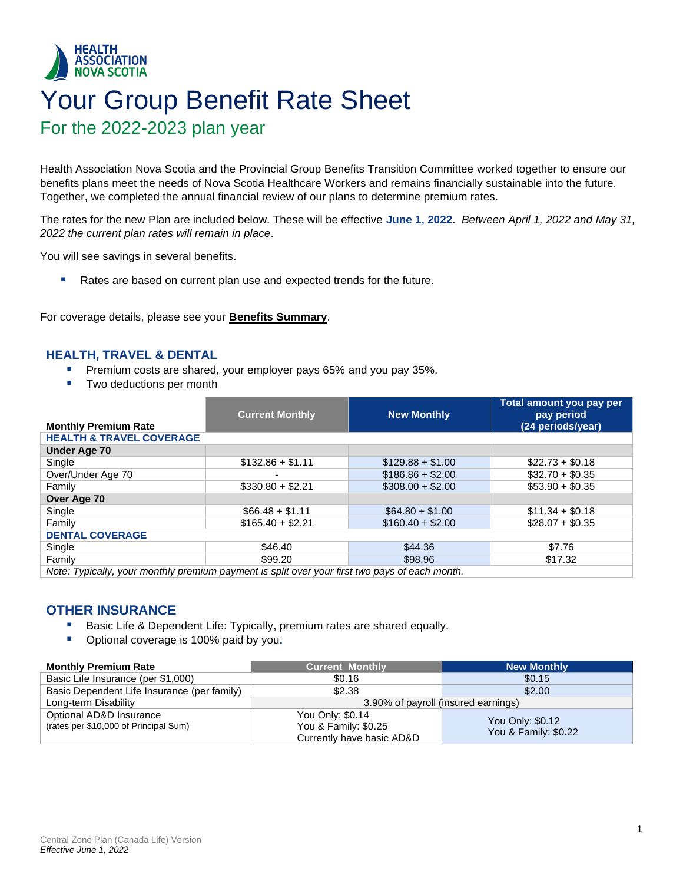HEALTH ASSOCIATION NOVA SCOTIA

# Your Group Benefit Rate Sheet

## For the 2022-2023 plan year

Health Association Nova Scotia and the Provincial Group Benefits Transition Committee worked together to ensure our benefits plans meet the needs of Nova Scotia Healthcare Workers and remains financially sustainable into the future. Together, we completed the annual financial review of our plans to determine premium rates.

The rates for the new Plan are included below. These will be effective **June 1, 2022**. *Between April 1, 2022 and May 31, 2022 the current plan rates will remain in place*.

You will see savings in several benefits.

- Rates are based on current plan use and expected trends for the future.

For coverage details, please see your **Benefits Summary**.

### HEALTH, TRAVEL & DENTAL

- Premium costs are shared, your employer pays 65% and you pay 35%.
- Two deductions per month

| Monthly Premium Rate | Current Monthly | New Monthly | Total amount you pay per pay period (24 periods/year) |
|---|---|---|---|
| **HEALTH & TRAVEL COVERAGE** | | | |
| **Under Age 70** | | | |
| Single | $132.86 + $1.11 | $129.88 + $1.00 | $22.73 + $0.18 |
| Over/Under Age 70 | - | $186.86 + $2.00 | $32.70 + $0.35 |
| Family | $330.80 + $2.21 | $308.00 + $2.00 | $53.90 + $0.35 |
| **Over Age 70** | | | |
| Single | $66.48 + $1.11 | $64.80 + $1.00 | $11.34 + $0.18 |
| Family | $165.40 + $2.21 | $160.40 + $2.00 | $28.07 + $0.35 |
| **DENTAL COVERAGE** | | | |
| Single | $46.40 | $44.36 | $7.76 |
| Family | $99.20 | $98.96 | $17.32 |

*Note: Typically, your monthly premium payment is split over your first two pays of each month.*

### OTHER INSURANCE

- Basic Life & Dependent Life: Typically, premium rates are shared equally.
- Optional coverage is 100% paid by you**.**

| Monthly Premium Rate | Current Monthly | New Monthly |
|---|---|---|
| Basic Life Insurance (per $1,000) | $0.16 | $0.15 |
| Basic Dependent Life Insurance (per family) | $2.38 | $2.00 |
| Long-term Disability | 3.90% of payroll (insured earnings) | |
| Optional AD&D Insurance (rates per $10,000 of Principal Sum) | You Only: $0.14<br>You & Family: $0.25<br>Currently have basic AD&D | You Only: $0.12<br>You & Family: $0.22 |

Central Zone Plan (Canada Life) Version
*Effective June 1, 2022*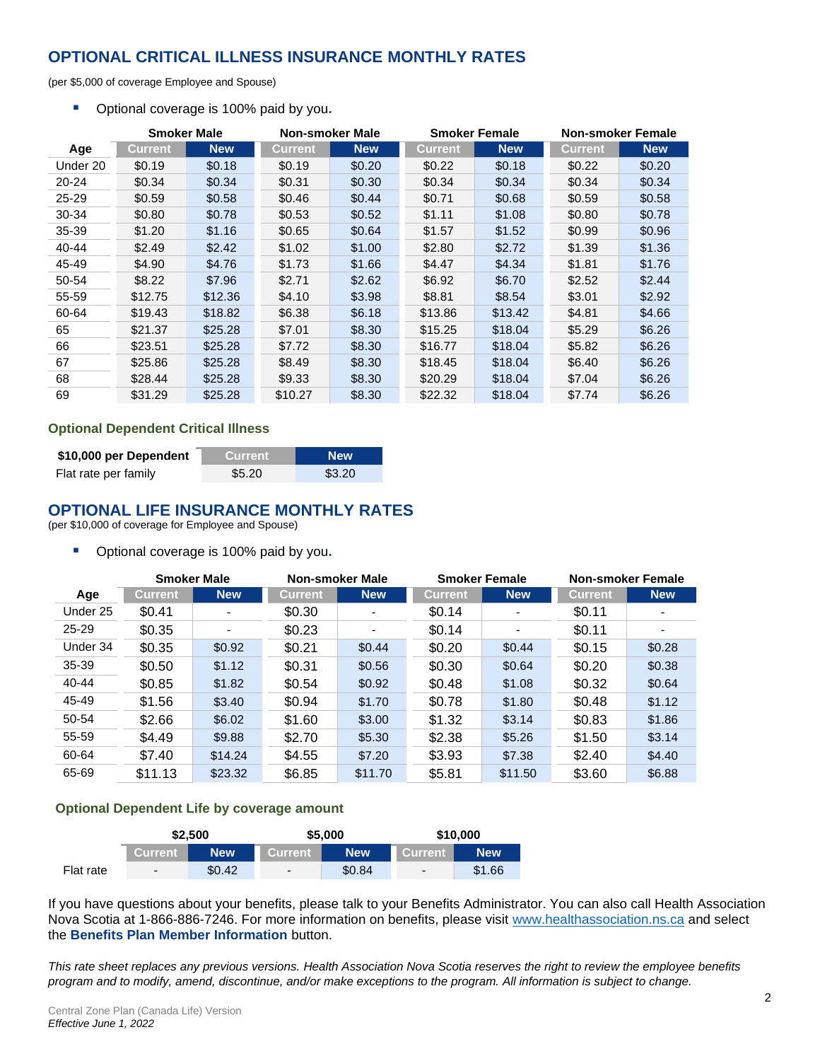## OPTIONAL CRITICAL ILLNESS INSURANCE MONTHLY RATES

(per $5,000 of coverage Employee and Spouse)

- Optional coverage is 100% paid by you**.**

| | Smoker Male | | Non-smoker Male | | Smoker Female | | Non-smoker Female | |
|---|---|---|---|---|---|---|---|---|
| **Age** | **Current** | **New** | **Current** | **New** | **Current** | **New** | **Current** | **New** |
| Under 20 | $0.19 | $0.18 | $0.19 | $0.20 | $0.22 | $0.18 | $0.22 | $0.20 |
| 20-24 | $0.34 | $0.34 | $0.31 | $0.30 | $0.34 | $0.34 | $0.34 | $0.34 |
| 25-29 | $0.59 | $0.58 | $0.46 | $0.44 | $0.71 | $0.68 | $0.59 | $0.58 |
| 30-34 | $0.80 | $0.78 | $0.53 | $0.52 | $1.11 | $1.08 | $0.80 | $0.78 |
| 35-39 | $1.20 | $1.16 | $0.65 | $0.64 | $1.57 | $1.52 | $0.99 | $0.96 |
| 40-44 | $2.49 | $2.42 | $1.02 | $1.00 | $2.80 | $2.72 | $1.39 | $1.36 |
| 45-49 | $4.90 | $4.76 | $1.73 | $1.66 | $4.47 | $4.34 | $1.81 | $1.76 |
| 50-54 | $8.22 | $7.96 | $2.71 | $2.62 | $6.92 | $6.70 | $2.52 | $2.44 |
| 55-59 | $12.75 | $12.36 | $4.10 | $3.98 | $8.81 | $8.54 | $3.01 | $2.92 |
| 60-64 | $19.43 | $18.82 | $6.38 | $6.18 | $13.86 | $13.42 | $4.81 | $4.66 |
| 65 | $21.37 | $25.28 | $7.01 | $8.30 | $15.25 | $18.04 | $5.29 | $6.26 |
| 66 | $23.51 | $25.28 | $7.72 | $8.30 | $16.77 | $18.04 | $5.82 | $6.26 |
| 67 | $25.86 | $25.28 | $8.49 | $8.30 | $18.45 | $18.04 | $6.40 | $6.26 |
| 68 | $28.44 | $25.28 | $9.33 | $8.30 | $20.29 | $18.04 | $7.04 | $6.26 |
| 69 | $31.29 | $25.28 | $10.27 | $8.30 | $22.32 | $18.04 | $7.74 | $6.26 |

### Optional Dependent Critical Illness

| $10,000 per Dependent | Current | New |
|---|---|---|
| Flat rate per family | $5.20 | $3.20 |

## OPTIONAL LIFE INSURANCE MONTHLY RATES

(per $10,000 of coverage for Employee and Spouse)

- Optional coverage is 100% paid by you**.**

| | Smoker Male | | Non-smoker Male | | Smoker Female | | Non-smoker Female | |
|---|---|---|---|---|---|---|---|---|
| **Age** | **Current** | **New** | **Current** | **New** | **Current** | **New** | **Current** | **New** |
| Under 25 | $0.41 | - | $0.30 | - | $0.14 | - | $0.11 | - |
| 25-29 | $0.35 | - | $0.23 | - | $0.14 | - | $0.11 | - |
| Under 34 | $0.35 | $0.92 | $0.21 | $0.44 | $0.20 | $0.44 | $0.15 | $0.28 |
| 35-39 | $0.50 | $1.12 | $0.31 | $0.56 | $0.30 | $0.64 | $0.20 | $0.38 |
| 40-44 | $0.85 | $1.82 | $0.54 | $0.92 | $0.48 | $1.08 | $0.32 | $0.64 |
| 45-49 | $1.56 | $3.40 | $0.94 | $1.70 | $0.78 | $1.80 | $0.48 | $1.12 |
| 50-54 | $2.66 | $6.02 | $1.60 | $3.00 | $1.32 | $3.14 | $0.83 | $1.86 |
| 55-59 | $4.49 | $9.88 | $2.70 | $5.30 | $2.38 | $5.26 | $1.50 | $3.14 |
| 60-64 | $7.40 | $14.24 | $4.55 | $7.20 | $3.93 | $7.38 | $2.40 | $4.40 |
| 65-69 | $11.13 | $23.32 | $6.85 | $11.70 | $5.81 | $11.50 | $3.60 | $6.88 |

### Optional Dependent Life by coverage amount

| | $2,500 | | $5,000 | | $10,000 | |
|---|---|---|---|---|---|---|
| | **Current** | **New** | **Current** | **New** | **Current** | **New** |
| Flat rate | - | $0.42 | - | $0.84 | - | $1.66 |

If you have questions about your benefits, please talk to your Benefits Administrator. You can also call Health Association Nova Scotia at 1-866-886-7246. For more information on benefits, please visit www.healthassociation.ns.ca and select the **Benefits Plan Member Information** button.

*This rate sheet replaces any previous versions. Health Association Nova Scotia reserves the right to review the employee benefits program and to modify, amend, discontinue, and/or make exceptions to the program. All information is subject to change.*

Central Zone Plan (Canada Life) Version
*Effective June 1, 2022*